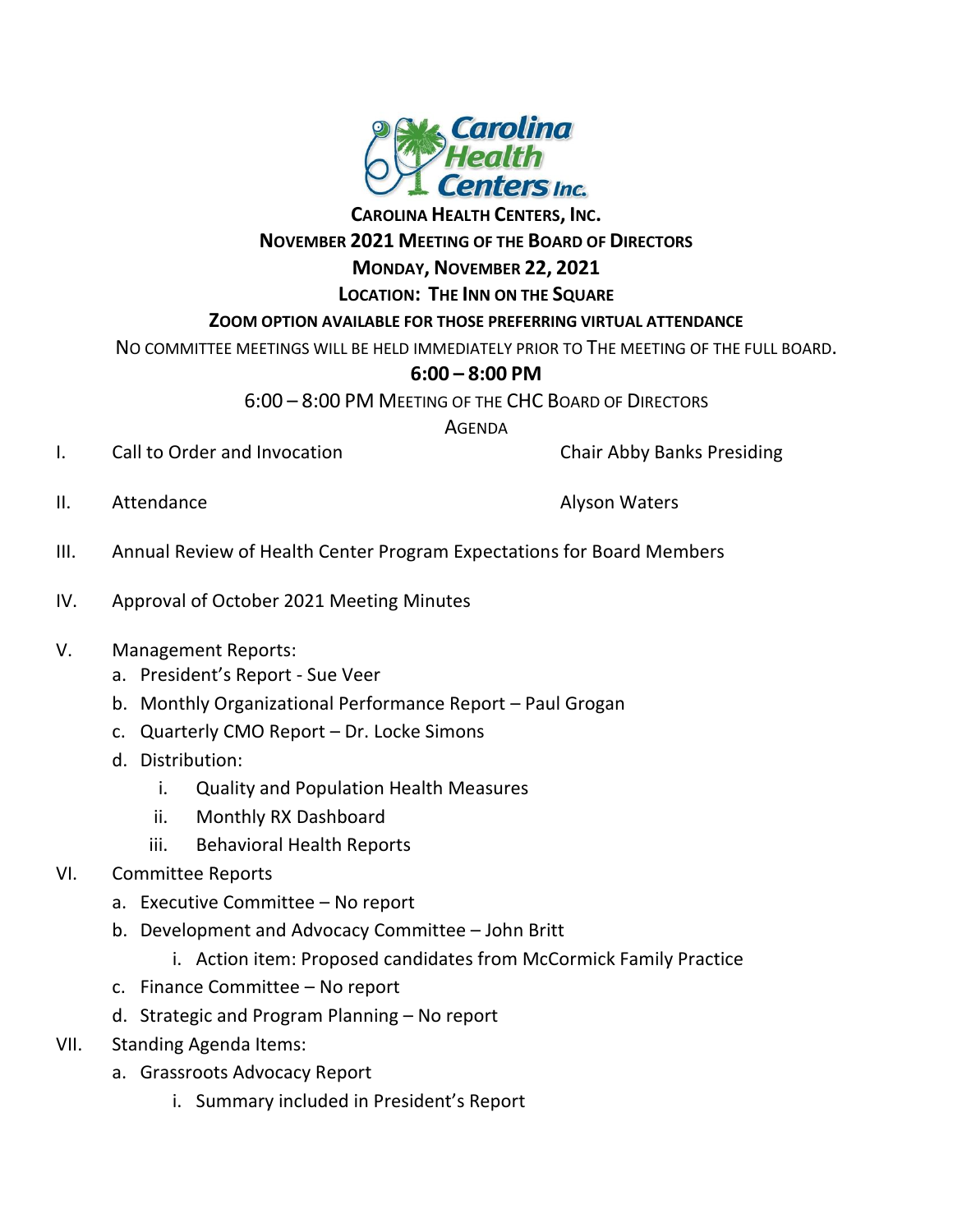**CAROLINA HEALTH CENTERS, INC.**

**NOVEMBER 2021 MEETING OF THE BOARD OF DIRECTORS**

**MONDAY, NOVEMBER 22, 2021**

**LOCATION: THE INN ON THE SQUARE**

**ZOOM OPTION AVAILABLE FOR THOSE PREFERRING VIRTUAL ATTENDANCE**

NO COMMITTEE MEETINGS WILL BE HELD IMMEDIATELY PRIOR TO THE MEETING OF THE FULL BOARD.

**6:00 – 8:00 PM**

6:00 – 8:00 PM MEETING OF THE CHC BOARD OF DIRECTORS

AGENDA

I. Call to Order and Invocation — Chair Abby Banks Presiding

II. Attendance — Alyson Waters

III. Annual Review of Health Center Program Expectations for Board Members

IV. Approval of October 2021 Meeting Minutes

V. Management Reports:
   a. President's Report - Sue Veer
   b. Monthly Organizational Performance Report – Paul Grogan
   c. Quarterly CMO Report – Dr. Locke Simons
   d. Distribution:
      i. Quality and Population Health Measures
      ii. Monthly RX Dashboard
      iii. Behavioral Health Reports

VI. Committee Reports
   a. Executive Committee – No report
   b. Development and Advocacy Committee – John Britt
      i. Action item: Proposed candidates from McCormick Family Practice
   c. Finance Committee – No report
   d. Strategic and Program Planning – No report

VII. Standing Agenda Items:
   a. Grassroots Advocacy Report
      i. Summary included in President's Report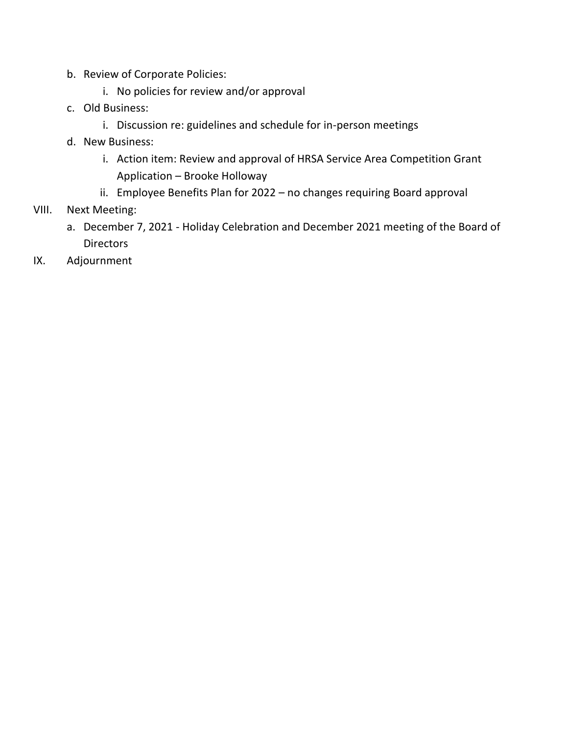b. Review of Corporate Policies:
    i. No policies for review and/or approval
c. Old Business:
    i. Discussion re: guidelines and schedule for in-person meetings
d. New Business:
    i. Action item: Review and approval of HRSA Service Area Competition Grant Application – Brooke Holloway
    ii. Employee Benefits Plan for 2022 – no changes requiring Board approval

VIII. Next Meeting:
a. December 7, 2021 - Holiday Celebration and December 2021 meeting of the Board of Directors

IX. Adjournment